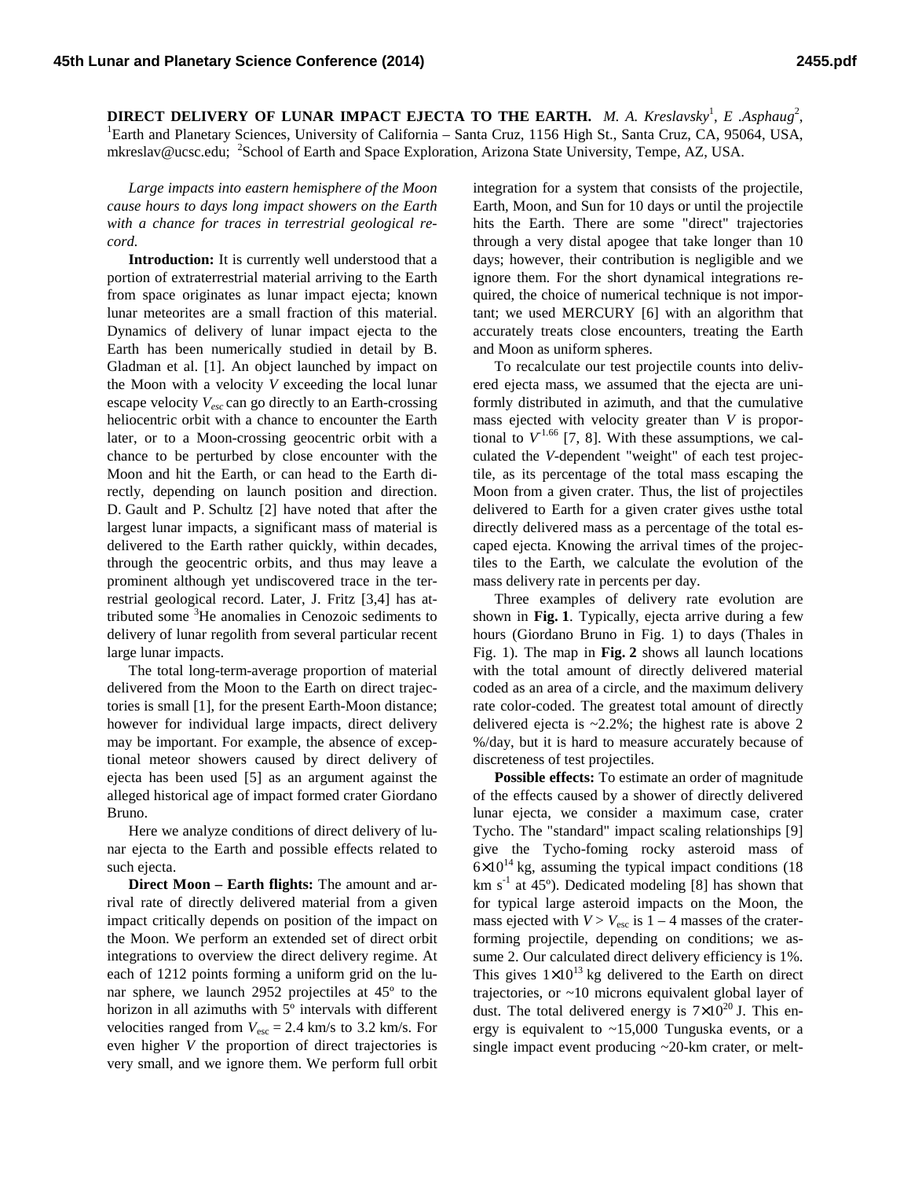**DIRECT DELIVERY OF LUNAR IMPACT EJECTA TO THE EARTH.** *M. A. Kreslavsky*[1], *E .Asphaug*[2], [1]Earth and Planetary Sciences, University of California – Santa Cruz, 1156 High St., Santa Cruz, CA, 95064, USA, mkreslav@ucsc.edu; [2]School of Earth and Space Exploration, Arizona State University, Tempe, AZ, USA.

*Large impacts into eastern hemisphere of the Moon cause hours to days long impact showers on the Earth with a chance for traces in terrestrial geological record.*

**Introduction:** It is currently well understood that a portion of extraterrestrial material arriving to the Earth from space originates as lunar impact ejecta; known lunar meteorites are a small fraction of this material. Dynamics of delivery of lunar impact ejecta to the Earth has been numerically studied in detail by B. Gladman et al. [1]. An object launched by impact on the Moon with a velocity $V$ exceeding the local lunar escape velocity $V_{esc}$ can go directly to an Earth-crossing heliocentric orbit with a chance to encounter the Earth later, or to a Moon-crossing geocentric orbit with a chance to be perturbed by close encounter with the Moon and hit the Earth, or can head to the Earth directly, depending on launch position and direction. D. Gault and P. Schultz [2] have noted that after the largest lunar impacts, a significant mass of material is delivered to the Earth rather quickly, within decades, through the geocentric orbits, and thus may leave a prominent although yet undiscovered trace in the terrestrial geological record. Later, J. Fritz [3,4] has attributed some $^{3}$He anomalies in Cenozoic sediments to delivery of lunar regolith from several particular recent large lunar impacts.

The total long-term-average proportion of material delivered from the Moon to the Earth on direct trajectories is small [1], for the present Earth-Moon distance; however for individual large impacts, direct delivery may be important. For example, the absence of exceptional meteor showers caused by direct delivery of ejecta has been used [5] as an argument against the alleged historical age of impact formed crater Giordano Bruno.

Here we analyze conditions of direct delivery of lunar ejecta to the Earth and possible effects related to such ejecta.

**Direct Moon – Earth flights:** The amount and arrival rate of directly delivered material from a given impact critically depends on position of the impact on the Moon. We perform an extended set of direct orbit integrations to overview the direct delivery regime. At each of 1212 points forming a uniform grid on the lunar sphere, we launch 2952 projectiles at 45º to the horizon in all azimuths with 5º intervals with different velocities ranged from $V_{esc}$ = 2.4 km/s to 3.2 km/s. For even higher $V$ the proportion of direct trajectories is very small, and we ignore them. We perform full orbit integration for a system that consists of the projectile, Earth, Moon, and Sun for 10 days or until the projectile hits the Earth. There are some "direct" trajectories through a very distal apogee that take longer than 10 days; however, their contribution is negligible and we ignore them. For the short dynamical integrations required, the choice of numerical technique is not important; we used MERCURY [6] with an algorithm that accurately treats close encounters, treating the Earth and Moon as uniform spheres.

To recalculate our test projectile counts into delivered ejecta mass, we assumed that the ejecta are uniformly distributed in azimuth, and that the cumulative mass ejected with velocity greater than $V$ is proportional to $V^{-1.66}$ [7, 8]. With these assumptions, we calculated the $V$-dependent "weight" of each test projectile, as its percentage of the total mass escaping the Moon from a given crater. Thus, the list of projectiles delivered to Earth for a given crater gives usthe total directly delivered mass as a percentage of the total escaped ejecta. Knowing the arrival times of the projectiles to the Earth, we calculate the evolution of the mass delivery rate in percents per day.

Three examples of delivery rate evolution are shown in **Fig. 1**. Typically, ejecta arrive during a few hours (Giordano Bruno in Fig. 1) to days (Thales in Fig. 1). The map in **Fig. 2** shows all launch locations with the total amount of directly delivered material coded as an area of a circle, and the maximum delivery rate color-coded. The greatest total amount of directly delivered ejecta is ~2.2%; the highest rate is above 2 %/day, but it is hard to measure accurately because of discreteness of test projectiles.

**Possible effects:** To estimate an order of magnitude of the effects caused by a shower of directly delivered lunar ejecta, we consider a maximum case, crater Tycho. The "standard" impact scaling relationships [9] give the Tycho-foming rocky asteroid mass of $6\times10^{14}$ kg, assuming the typical impact conditions (18 km s$^{-1}$ at 45º). Dedicated modeling [8] has shown that for typical large asteroid impacts on the Moon, the mass ejected with $V > V_{esc}$ is 1 – 4 masses of the crater-forming projectile, depending on conditions; we assume 2. Our calculated direct delivery efficiency is 1%. This gives $1\times10^{13}$ kg delivered to the Earth on direct trajectories, or ~10 microns equivalent global layer of dust. The total delivered energy is $7\times10^{20}$ J. This energy is equivalent to ~15,000 Tunguska events, or a single impact event producing ~20-km crater, or melt-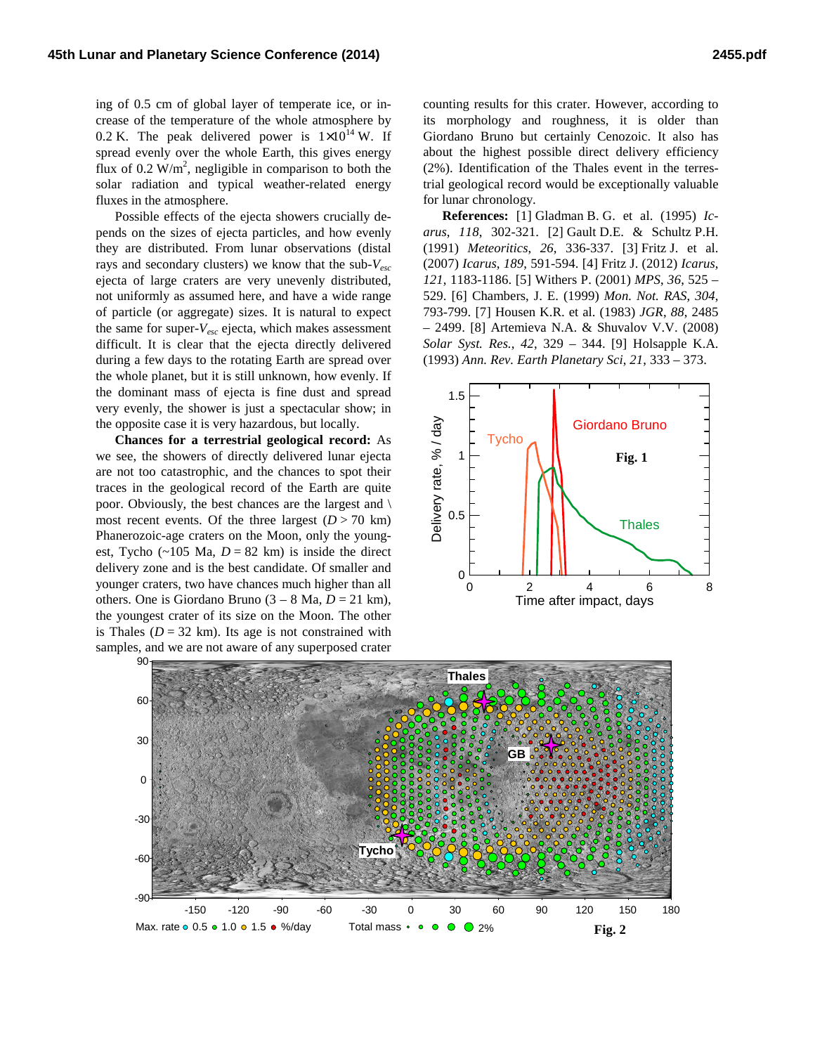ing of 0.5 cm of global layer of temperate ice, or increase of the temperature of the whole atmosphere by 0.2 K. The peak delivered power is $1\times10^{14}$ W. If spread evenly over the whole Earth, this gives energy flux of 0.2 W/m$^2$, negligible in comparison to both the solar radiation and typical weather-related energy fluxes in the atmosphere.

Possible effects of the ejecta showers crucially depends on the sizes of ejecta particles, and how evenly they are distributed. From lunar observations (distal rays and secondary clusters) we know that the sub-$V_{esc}$ ejecta of large craters are very unevenly distributed, not uniformly as assumed here, and have a wide range of particle (or aggregate) sizes. It is natural to expect the same for super-$V_{esc}$ ejecta, which makes assessment difficult. It is clear that the ejecta directly delivered during a few days to the rotating Earth are spread over the whole planet, but it is still unknown, how evenly. If the dominant mass of ejecta is fine dust and spread very evenly, the shower is just a spectacular show; in the opposite case it is very hazardous, but locally.

**Chances for a terrestrial geological record:** As we see, the showers of directly delivered lunar ejecta are not too catastrophic, and the chances to spot their traces in the geological record of the Earth are quite poor. Obviously, the best chances are the largest and \ most recent events. Of the three largest ($D > 70$ km) Phanerozoic-age craters on the Moon, only the youngest, Tycho (~105 Ma, $D = 82$ km) is inside the direct delivery zone and is the best candidate. Of smaller and younger craters, two have chances much higher than all others. One is Giordano Bruno (3 – 8 Ma, $D = 21$ km), the youngest crater of its size on the Moon. The other is Thales ($D = 32$ km). Its age is not constrained with samples, and we are not aware of any superposed crater counting results for this crater. However, according to its morphology and roughness, it is older than Giordano Bruno but certainly Cenozoic. It also has about the highest possible direct delivery efficiency (2%). Identification of the Thales event in the terrestrial geological record would be exceptionally valuable for lunar chronology.

**References:** [1] Gladman B. G. et al. (1995) *Icarus*, *118*, 302-321. [2] Gault D.E. & Schultz P.H. (1991) *Meteoritics*, *26*, 336-337. [3] Fritz J. et al. (2007) *Icarus*, *189*, 591-594. [4] Fritz J. (2012) *Icarus*, *121*, 1183-1186. [5] Withers P. (2001) *MPS*, *36*, 525 – 529. [6] Chambers, J. E. (1999) *Mon. Not. RAS*, *304*, 793-799. [7] Housen K.R. et al. (1983) *JGR*, *88*, 2485 – 2499. [8] Artemieva N.A. & Shuvalov V.V. (2008) *Solar Syst. Res.*, *42*, 329 – 344. [9] Holsapple K.A. (1993) *Ann. Rev. Earth Planetary Sci*, *21*, 333 – 373.

Delivery rate, % / day
1.5
1
0.5
0
0
2
4
6
8
Time after impact, days
Tycho
Giordano Bruno
Thales

**Fig. 1**

90
60
30
0
-30
-60
-90
-150 -120 -90 -60 -30 0 30 60 90 120 150 180
Thales
GB
Tycho
Max. rate 0.5 1.0 1.5 %/day
Total mass 2%

**Fig. 2**